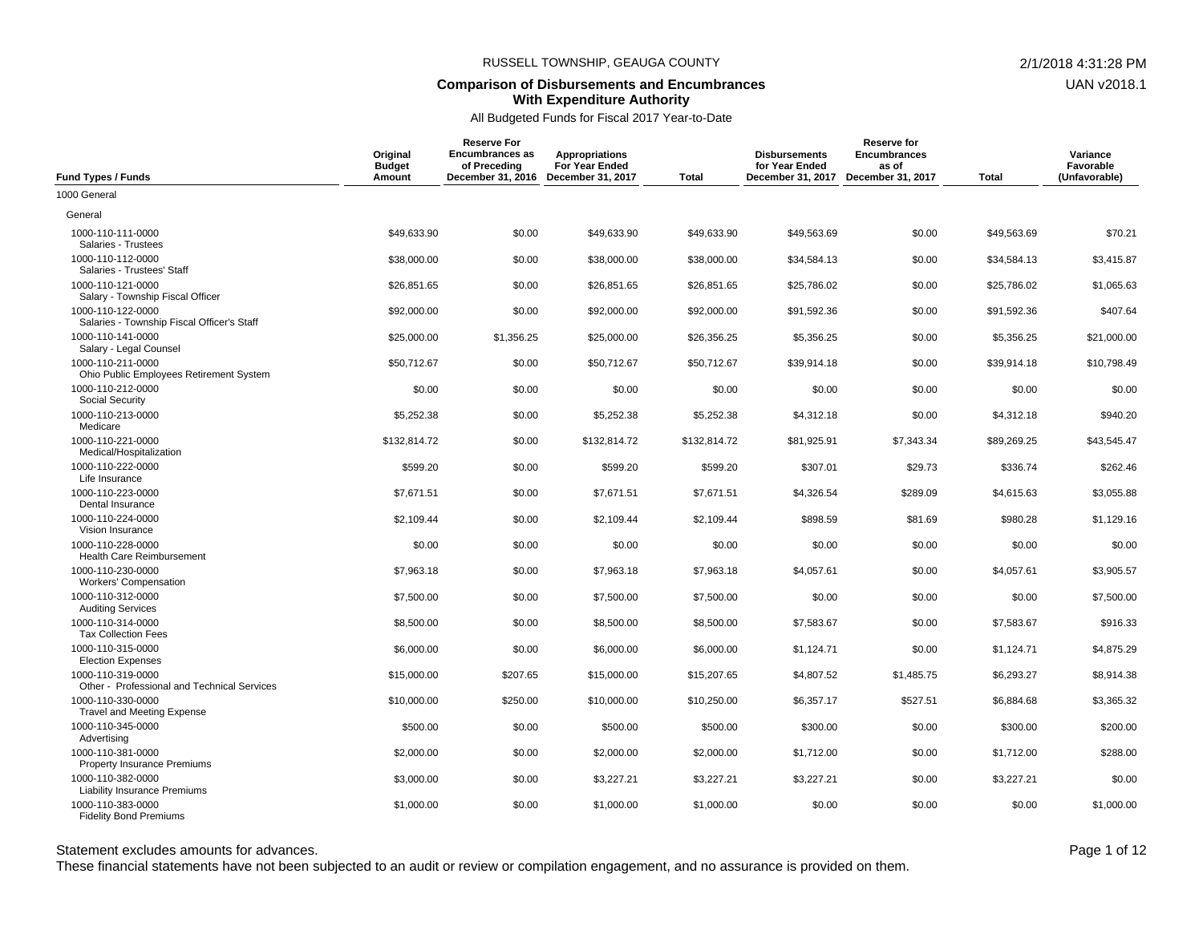RUSSELL TOWNSHIP, GEAUGA COUNTY

**Comparison of Disbursements and Encumbrances With Expenditure Authority**

All Budgeted Funds for Fiscal 2017 Year-to-Date

| Fund Types / Funds | Original Budget Amount | Reserve For Encumbrances as of Preceding December 31, 2016 | Appropriations For Year Ended December 31, 2017 | Total | Disbursements for Year Ended December 31, 2017 | Reserve for Encumbrances as of December 31, 2017 | Total | Variance Favorable (Unfavorable) |
|---|---|---|---|---|---|---|---|---|
| 1000 General | | | | | | | | |
| General | | | | | | | | |
| 1000-110-111-0000 Salaries - Trustees | $49,633.90 | $0.00 | $49,633.90 | $49,633.90 | $49,563.69 | $0.00 | $49,563.69 | $70.21 |
| 1000-110-112-0000 Salaries - Trustees' Staff | $38,000.00 | $0.00 | $38,000.00 | $38,000.00 | $34,584.13 | $0.00 | $34,584.13 | $3,415.87 |
| 1000-110-121-0000 Salary - Township Fiscal Officer | $26,851.65 | $0.00 | $26,851.65 | $26,851.65 | $25,786.02 | $0.00 | $25,786.02 | $1,065.63 |
| 1000-110-122-0000 Salaries - Township Fiscal Officer's Staff | $92,000.00 | $0.00 | $92,000.00 | $92,000.00 | $91,592.36 | $0.00 | $91,592.36 | $407.64 |
| 1000-110-141-0000 Salary - Legal Counsel | $25,000.00 | $1,356.25 | $25,000.00 | $26,356.25 | $5,356.25 | $0.00 | $5,356.25 | $21,000.00 |
| 1000-110-211-0000 Ohio Public Employees Retirement System | $50,712.67 | $0.00 | $50,712.67 | $50,712.67 | $39,914.18 | $0.00 | $39,914.18 | $10,798.49 |
| 1000-110-212-0000 Social Security | $0.00 | $0.00 | $0.00 | $0.00 | $0.00 | $0.00 | $0.00 | $0.00 |
| 1000-110-213-0000 Medicare | $5,252.38 | $0.00 | $5,252.38 | $5,252.38 | $4,312.18 | $0.00 | $4,312.18 | $940.20 |
| 1000-110-221-0000 Medical/Hospitalization | $132,814.72 | $0.00 | $132,814.72 | $132,814.72 | $81,925.91 | $7,343.34 | $89,269.25 | $43,545.47 |
| 1000-110-222-0000 Life Insurance | $599.20 | $0.00 | $599.20 | $599.20 | $307.01 | $29.73 | $336.74 | $262.46 |
| 1000-110-223-0000 Dental Insurance | $7,671.51 | $0.00 | $7,671.51 | $7,671.51 | $4,326.54 | $289.09 | $4,615.63 | $3,055.88 |
| 1000-110-224-0000 Vision Insurance | $2,109.44 | $0.00 | $2,109.44 | $2,109.44 | $898.59 | $81.69 | $980.28 | $1,129.16 |
| 1000-110-228-0000 Health Care Reimbursement | $0.00 | $0.00 | $0.00 | $0.00 | $0.00 | $0.00 | $0.00 | $0.00 |
| 1000-110-230-0000 Workers' Compensation | $7,963.18 | $0.00 | $7,963.18 | $7,963.18 | $4,057.61 | $0.00 | $4,057.61 | $3,905.57 |
| 1000-110-312-0000 Auditing Services | $7,500.00 | $0.00 | $7,500.00 | $7,500.00 | $0.00 | $0.00 | $0.00 | $7,500.00 |
| 1000-110-314-0000 Tax Collection Fees | $8,500.00 | $0.00 | $8,500.00 | $8,500.00 | $7,583.67 | $0.00 | $7,583.67 | $916.33 |
| 1000-110-315-0000 Election Expenses | $6,000.00 | $0.00 | $6,000.00 | $6,000.00 | $1,124.71 | $0.00 | $1,124.71 | $4,875.29 |
| 1000-110-319-0000 Other - Professional and Technical Services | $15,000.00 | $207.65 | $15,000.00 | $15,207.65 | $4,807.52 | $1,485.75 | $6,293.27 | $8,914.38 |
| 1000-110-330-0000 Travel and Meeting Expense | $10,000.00 | $250.00 | $10,000.00 | $10,250.00 | $6,357.17 | $527.51 | $6,884.68 | $3,365.32 |
| 1000-110-345-0000 Advertising | $500.00 | $0.00 | $500.00 | $500.00 | $300.00 | $0.00 | $300.00 | $200.00 |
| 1000-110-381-0000 Property Insurance Premiums | $2,000.00 | $0.00 | $2,000.00 | $2,000.00 | $1,712.00 | $0.00 | $1,712.00 | $288.00 |
| 1000-110-382-0000 Liability Insurance Premiums | $3,000.00 | $0.00 | $3,227.21 | $3,227.21 | $3,227.21 | $0.00 | $3,227.21 | $0.00 |
| 1000-110-383-0000 Fidelity Bond Premiums | $1,000.00 | $0.00 | $1,000.00 | $1,000.00 | $0.00 | $0.00 | $0.00 | $1,000.00 |

Statement excludes amounts for advances.

These financial statements have not been subjected to an audit or review or compilation engagement, and no assurance is provided on them.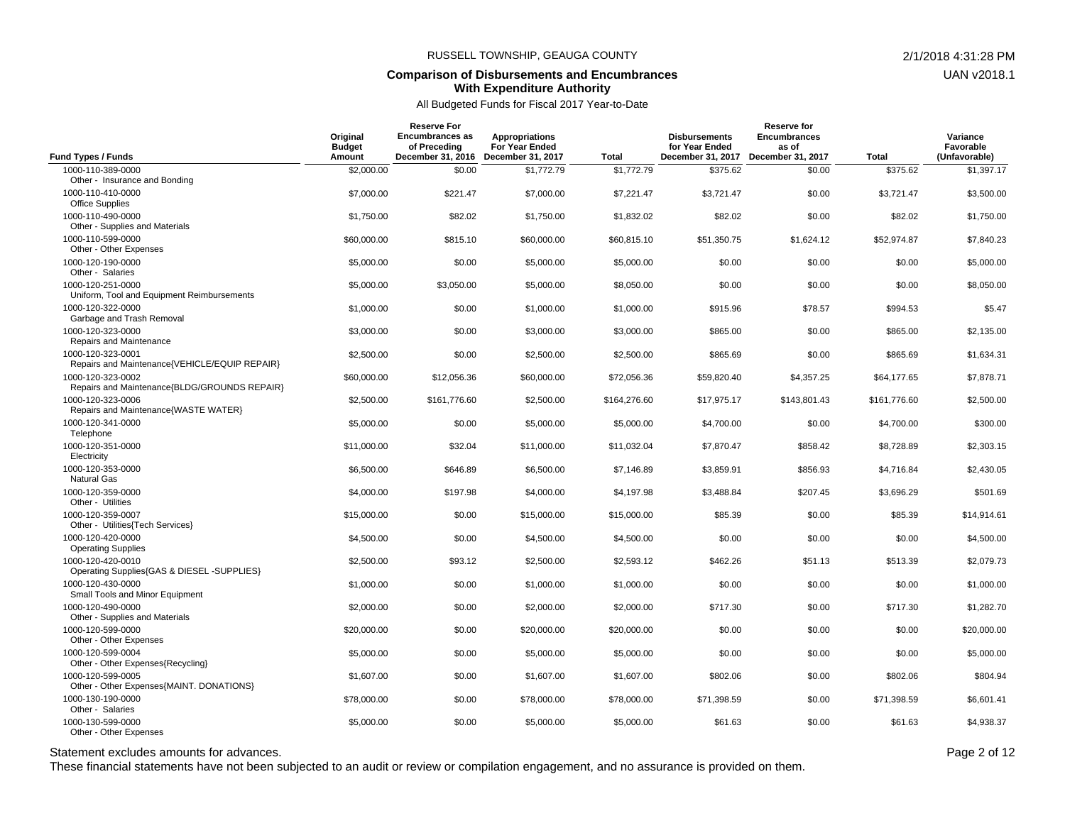RUSSELL TOWNSHIP, GEAUGA COUNTY

## Comparison of Disbursements and Encumbrances With Expenditure Authority

All Budgeted Funds for Fiscal 2017 Year-to-Date

| Fund Types / Funds | Original Budget Amount | Reserve For Encumbrances as of Preceding December 31, 2016 | Appropriations For Year Ended December 31, 2017 | Total | Disbursements for Year Ended December 31, 2017 | Reserve for Encumbrances as of December 31, 2017 | Total | Variance Favorable (Unfavorable) |
|---|---|---|---|---|---|---|---|---|
| 1000-110-389-0000 Other - Insurance and Bonding | $2,000.00 | $0.00 | $1,772.79 | $1,772.79 | $375.62 | $0.00 | $375.62 | $1,397.17 |
| 1000-110-410-0000 Office Supplies | $7,000.00 | $221.47 | $7,000.00 | $7,221.47 | $3,721.47 | $0.00 | $3,721.47 | $3,500.00 |
| 1000-110-490-0000 Other - Supplies and Materials | $1,750.00 | $82.02 | $1,750.00 | $1,832.02 | $82.02 | $0.00 | $82.02 | $1,750.00 |
| 1000-110-599-0000 Other - Other Expenses | $60,000.00 | $815.10 | $60,000.00 | $60,815.10 | $51,350.75 | $1,624.12 | $52,974.87 | $7,840.23 |
| 1000-120-190-0000 Other - Salaries | $5,000.00 | $0.00 | $5,000.00 | $5,000.00 | $0.00 | $0.00 | $0.00 | $5,000.00 |
| 1000-120-251-0000 Uniform, Tool and Equipment Reimbursements | $5,000.00 | $3,050.00 | $5,000.00 | $8,050.00 | $0.00 | $0.00 | $0.00 | $8,050.00 |
| 1000-120-322-0000 Garbage and Trash Removal | $1,000.00 | $0.00 | $1,000.00 | $1,000.00 | $915.96 | $78.57 | $994.53 | $5.47 |
| 1000-120-323-0000 Repairs and Maintenance | $3,000.00 | $0.00 | $3,000.00 | $3,000.00 | $865.00 | $0.00 | $865.00 | $2,135.00 |
| 1000-120-323-0001 Repairs and Maintenance{VEHICLE/EQUIP REPAIR} | $2,500.00 | $0.00 | $2,500.00 | $2,500.00 | $865.69 | $0.00 | $865.69 | $1,634.31 |
| 1000-120-323-0002 Repairs and Maintenance{BLDG/GROUNDS REPAIR} | $60,000.00 | $12,056.36 | $60,000.00 | $72,056.36 | $59,820.40 | $4,357.25 | $64,177.65 | $7,878.71 |
| 1000-120-323-0006 Repairs and Maintenance{WASTE WATER} | $2,500.00 | $161,776.60 | $2,500.00 | $164,276.60 | $17,975.17 | $143,801.43 | $161,776.60 | $2,500.00 |
| 1000-120-341-0000 Telephone | $5,000.00 | $0.00 | $5,000.00 | $5,000.00 | $4,700.00 | $0.00 | $4,700.00 | $300.00 |
| 1000-120-351-0000 Electricity | $11,000.00 | $32.04 | $11,000.00 | $11,032.04 | $7,870.47 | $858.42 | $8,728.89 | $2,303.15 |
| 1000-120-353-0000 Natural Gas | $6,500.00 | $646.89 | $6,500.00 | $7,146.89 | $3,859.91 | $856.93 | $4,716.84 | $2,430.05 |
| 1000-120-359-0000 Other - Utilities | $4,000.00 | $197.98 | $4,000.00 | $4,197.98 | $3,488.84 | $207.45 | $3,696.29 | $501.69 |
| 1000-120-359-0007 Other - Utilities{Tech Services} | $15,000.00 | $0.00 | $15,000.00 | $15,000.00 | $85.39 | $0.00 | $85.39 | $14,914.61 |
| 1000-120-420-0000 Operating Supplies | $4,500.00 | $0.00 | $4,500.00 | $4,500.00 | $0.00 | $0.00 | $0.00 | $4,500.00 |
| 1000-120-420-0010 Operating Supplies{GAS & DIESEL -SUPPLIES} | $2,500.00 | $93.12 | $2,500.00 | $2,593.12 | $462.26 | $51.13 | $513.39 | $2,079.73 |
| 1000-120-430-0000 Small Tools and Minor Equipment | $1,000.00 | $0.00 | $1,000.00 | $1,000.00 | $0.00 | $0.00 | $0.00 | $1,000.00 |
| 1000-120-490-0000 Other - Supplies and Materials | $2,000.00 | $0.00 | $2,000.00 | $2,000.00 | $717.30 | $0.00 | $717.30 | $1,282.70 |
| 1000-120-599-0000 Other - Other Expenses | $20,000.00 | $0.00 | $20,000.00 | $20,000.00 | $0.00 | $0.00 | $0.00 | $20,000.00 |
| 1000-120-599-0004 Other - Other Expenses{Recycling} | $5,000.00 | $0.00 | $5,000.00 | $5,000.00 | $0.00 | $0.00 | $0.00 | $5,000.00 |
| 1000-120-599-0005 Other - Other Expenses{MAINT. DONATIONS} | $1,607.00 | $0.00 | $1,607.00 | $1,607.00 | $802.06 | $0.00 | $802.06 | $804.94 |
| 1000-130-190-0000 Other - Salaries | $78,000.00 | $0.00 | $78,000.00 | $78,000.00 | $71,398.59 | $0.00 | $71,398.59 | $6,601.41 |
| 1000-130-599-0000 Other - Other Expenses | $5,000.00 | $0.00 | $5,000.00 | $5,000.00 | $61.63 | $0.00 | $61.63 | $4,938.37 |

Statement excludes amounts for advances.

These financial statements have not been subjected to an audit or review or compilation engagement, and no assurance is provided on them.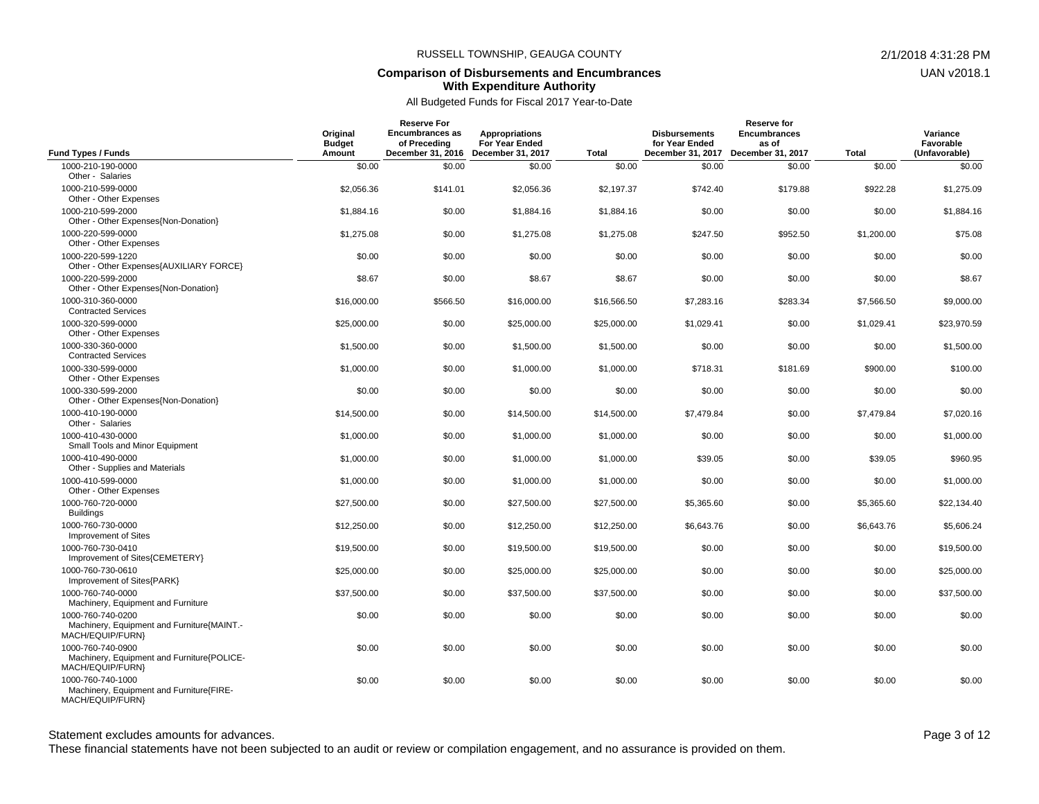RUSSELL TOWNSHIP, GEAUGA COUNTY

**Comparison of Disbursements and Encumbrances With Expenditure Authority**

All Budgeted Funds for Fiscal 2017 Year-to-Date

| Fund Types / Funds | Original Budget Amount | Reserve For Encumbrances as of Preceding December 31, 2016 | Appropriations For Year Ended December 31, 2017 | Total | Disbursements for Year Ended December 31, 2017 | Reserve for Encumbrances as of December 31, 2017 | Total | Variance Favorable (Unfavorable) |
|---|---|---|---|---|---|---|---|---|
| 1000-210-190-0000 Other - Salaries | $0.00 | $0.00 | $0.00 | $0.00 | $0.00 | $0.00 | $0.00 | $0.00 |
| 1000-210-599-0000 Other - Other Expenses | $2,056.36 | $141.01 | $2,056.36 | $2,197.37 | $742.40 | $179.88 | $922.28 | $1,275.09 |
| 1000-210-599-2000 Other - Other Expenses{Non-Donation} | $1,884.16 | $0.00 | $1,884.16 | $1,884.16 | $0.00 | $0.00 | $0.00 | $1,884.16 |
| 1000-220-599-0000 Other - Other Expenses | $1,275.08 | $0.00 | $1,275.08 | $1,275.08 | $247.50 | $952.50 | $1,200.00 | $75.08 |
| 1000-220-599-1220 Other - Other Expenses{AUXILIARY FORCE} | $0.00 | $0.00 | $0.00 | $0.00 | $0.00 | $0.00 | $0.00 | $0.00 |
| 1000-220-599-2000 Other - Other Expenses{Non-Donation} | $8.67 | $0.00 | $8.67 | $8.67 | $0.00 | $0.00 | $0.00 | $8.67 |
| 1000-310-360-0000 Contracted Services | $16,000.00 | $566.50 | $16,000.00 | $16,566.50 | $7,283.16 | $283.34 | $7,566.50 | $9,000.00 |
| 1000-320-599-0000 Other - Other Expenses | $25,000.00 | $0.00 | $25,000.00 | $25,000.00 | $1,029.41 | $0.00 | $1,029.41 | $23,970.59 |
| 1000-330-360-0000 Contracted Services | $1,500.00 | $0.00 | $1,500.00 | $1,500.00 | $0.00 | $0.00 | $0.00 | $1,500.00 |
| 1000-330-599-0000 Other - Other Expenses | $1,000.00 | $0.00 | $1,000.00 | $1,000.00 | $718.31 | $181.69 | $900.00 | $100.00 |
| 1000-330-599-2000 Other - Other Expenses{Non-Donation} | $0.00 | $0.00 | $0.00 | $0.00 | $0.00 | $0.00 | $0.00 | $0.00 |
| 1000-410-190-0000 Other - Salaries | $14,500.00 | $0.00 | $14,500.00 | $14,500.00 | $7,479.84 | $0.00 | $7,479.84 | $7,020.16 |
| 1000-410-430-0000 Small Tools and Minor Equipment | $1,000.00 | $0.00 | $1,000.00 | $1,000.00 | $0.00 | $0.00 | $0.00 | $1,000.00 |
| 1000-410-490-0000 Other - Supplies and Materials | $1,000.00 | $0.00 | $1,000.00 | $1,000.00 | $39.05 | $0.00 | $39.05 | $960.95 |
| 1000-410-599-0000 Other - Other Expenses | $1,000.00 | $0.00 | $1,000.00 | $1,000.00 | $0.00 | $0.00 | $0.00 | $1,000.00 |
| 1000-760-720-0000 Buildings | $27,500.00 | $0.00 | $27,500.00 | $27,500.00 | $5,365.60 | $0.00 | $5,365.60 | $22,134.40 |
| 1000-760-730-0000 Improvement of Sites | $12,250.00 | $0.00 | $12,250.00 | $12,250.00 | $6,643.76 | $0.00 | $6,643.76 | $5,606.24 |
| 1000-760-730-0410 Improvement of Sites{CEMETERY} | $19,500.00 | $0.00 | $19,500.00 | $19,500.00 | $0.00 | $0.00 | $0.00 | $19,500.00 |
| 1000-760-730-0610 Improvement of Sites{PARK} | $25,000.00 | $0.00 | $25,000.00 | $25,000.00 | $0.00 | $0.00 | $0.00 | $25,000.00 |
| 1000-760-740-0000 Machinery, Equipment and Furniture | $37,500.00 | $0.00 | $37,500.00 | $37,500.00 | $0.00 | $0.00 | $0.00 | $37,500.00 |
| 1000-760-740-0200 Machinery, Equipment and Furniture{MAINT.-MACH/EQUIP/FURN} | $0.00 | $0.00 | $0.00 | $0.00 | $0.00 | $0.00 | $0.00 | $0.00 |
| 1000-760-740-0900 Machinery, Equipment and Furniture{POLICE-MACH/EQUIP/FURN} | $0.00 | $0.00 | $0.00 | $0.00 | $0.00 | $0.00 | $0.00 | $0.00 |
| 1000-760-740-1000 Machinery, Equipment and Furniture{FIRE-MACH/EQUIP/FURN} | $0.00 | $0.00 | $0.00 | $0.00 | $0.00 | $0.00 | $0.00 | $0.00 |

Statement excludes amounts for advances.

These financial statements have not been subjected to an audit or review or compilation engagement, and no assurance is provided on them.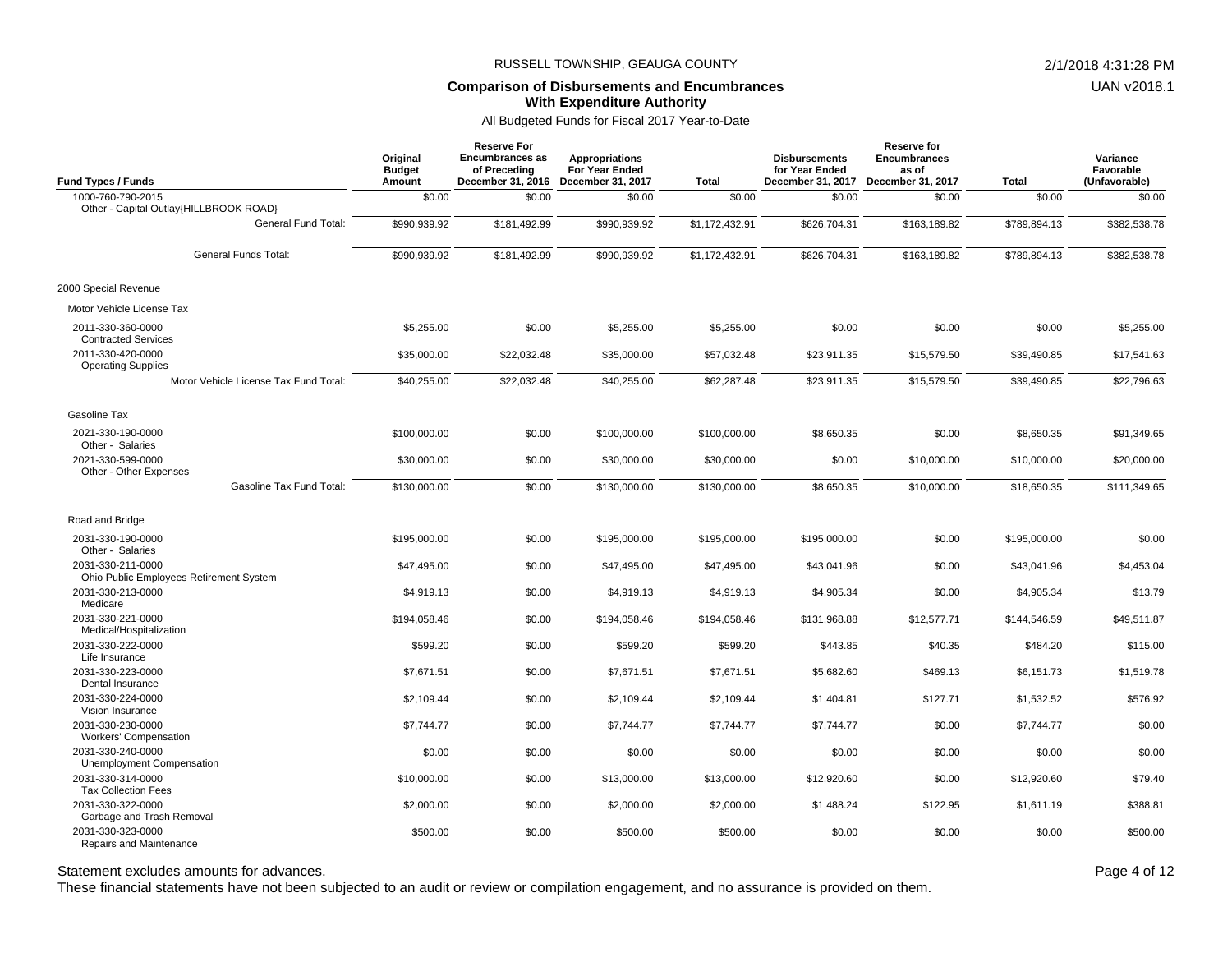RUSSELL TOWNSHIP, GEAUGA COUNTY

2/1/2018 4:31:28 PM

UAN v2018.1

## Comparison of Disbursements and Encumbrances With Expenditure Authority

All Budgeted Funds for Fiscal 2017 Year-to-Date

| Fund Types / Funds | Original Budget Amount | Reserve For Encumbrances as of Preceding December 31, 2016 | Appropriations For Year Ended December 31, 2017 | Total | Disbursements for Year Ended December 31, 2017 | Reserve for Encumbrances as of December 31, 2017 | Total | Variance Favorable (Unfavorable) |
|---|---|---|---|---|---|---|---|---|
| 1000-760-790-2015 Other - Capital Outlay{HILLBROOK ROAD} | $0.00 | $0.00 | $0.00 | $0.00 | $0.00 | $0.00 | $0.00 | $0.00 |
| General Fund Total: | $990,939.92 | $181,492.99 | $990,939.92 | $1,172,432.91 | $626,704.31 | $163,189.82 | $789,894.13 | $382,538.78 |
| General Funds Total: | $990,939.92 | $181,492.99 | $990,939.92 | $1,172,432.91 | $626,704.31 | $163,189.82 | $789,894.13 | $382,538.78 |
| 2000 Special Revenue | | | | | | | | |
| Motor Vehicle License Tax | | | | | | | | |
| 2011-330-360-0000 Contracted Services | $5,255.00 | $0.00 | $5,255.00 | $5,255.00 | $0.00 | $0.00 | $0.00 | $5,255.00 |
| 2011-330-420-0000 Operating Supplies | $35,000.00 | $22,032.48 | $35,000.00 | $57,032.48 | $23,911.35 | $15,579.50 | $39,490.85 | $17,541.63 |
| Motor Vehicle License Tax Fund Total: | $40,255.00 | $22,032.48 | $40,255.00 | $62,287.48 | $23,911.35 | $15,579.50 | $39,490.85 | $22,796.63 |
| Gasoline Tax | | | | | | | | |
| 2021-330-190-0000 Other - Salaries | $100,000.00 | $0.00 | $100,000.00 | $100,000.00 | $8,650.35 | $0.00 | $8,650.35 | $91,349.65 |
| 2021-330-599-0000 Other - Other Expenses | $30,000.00 | $0.00 | $30,000.00 | $30,000.00 | $0.00 | $10,000.00 | $10,000.00 | $20,000.00 |
| Gasoline Tax Fund Total: | $130,000.00 | $0.00 | $130,000.00 | $130,000.00 | $8,650.35 | $10,000.00 | $18,650.35 | $111,349.65 |
| Road and Bridge | | | | | | | | |
| 2031-330-190-0000 Other - Salaries | $195,000.00 | $0.00 | $195,000.00 | $195,000.00 | $195,000.00 | $0.00 | $195,000.00 | $0.00 |
| 2031-330-211-0000 Ohio Public Employees Retirement System | $47,495.00 | $0.00 | $47,495.00 | $47,495.00 | $43,041.96 | $0.00 | $43,041.96 | $4,453.04 |
| 2031-330-213-0000 Medicare | $4,919.13 | $0.00 | $4,919.13 | $4,919.13 | $4,905.34 | $0.00 | $4,905.34 | $13.79 |
| 2031-330-221-0000 Medical/Hospitalization | $194,058.46 | $0.00 | $194,058.46 | $194,058.46 | $131,968.88 | $12,577.71 | $144,546.59 | $49,511.87 |
| 2031-330-222-0000 Life Insurance | $599.20 | $0.00 | $599.20 | $599.20 | $443.85 | $40.35 | $484.20 | $115.00 |
| 2031-330-223-0000 Dental Insurance | $7,671.51 | $0.00 | $7,671.51 | $7,671.51 | $5,682.60 | $469.13 | $6,151.73 | $1,519.78 |
| 2031-330-224-0000 Vision Insurance | $2,109.44 | $0.00 | $2,109.44 | $2,109.44 | $1,404.81 | $127.71 | $1,532.52 | $576.92 |
| 2031-330-230-0000 Workers' Compensation | $7,744.77 | $0.00 | $7,744.77 | $7,744.77 | $7,744.77 | $0.00 | $7,744.77 | $0.00 |
| 2031-330-240-0000 Unemployment Compensation | $0.00 | $0.00 | $0.00 | $0.00 | $0.00 | $0.00 | $0.00 | $0.00 |
| 2031-330-314-0000 Tax Collection Fees | $10,000.00 | $0.00 | $13,000.00 | $13,000.00 | $12,920.60 | $0.00 | $12,920.60 | $79.40 |
| 2031-330-322-0000 Garbage and Trash Removal | $2,000.00 | $0.00 | $2,000.00 | $2,000.00 | $1,488.24 | $122.95 | $1,611.19 | $388.81 |
| 2031-330-323-0000 Repairs and Maintenance | $500.00 | $0.00 | $500.00 | $500.00 | $0.00 | $0.00 | $0.00 | $500.00 |

Statement excludes amounts for advances.

These financial statements have not been subjected to an audit or review or compilation engagement, and no assurance is provided on them.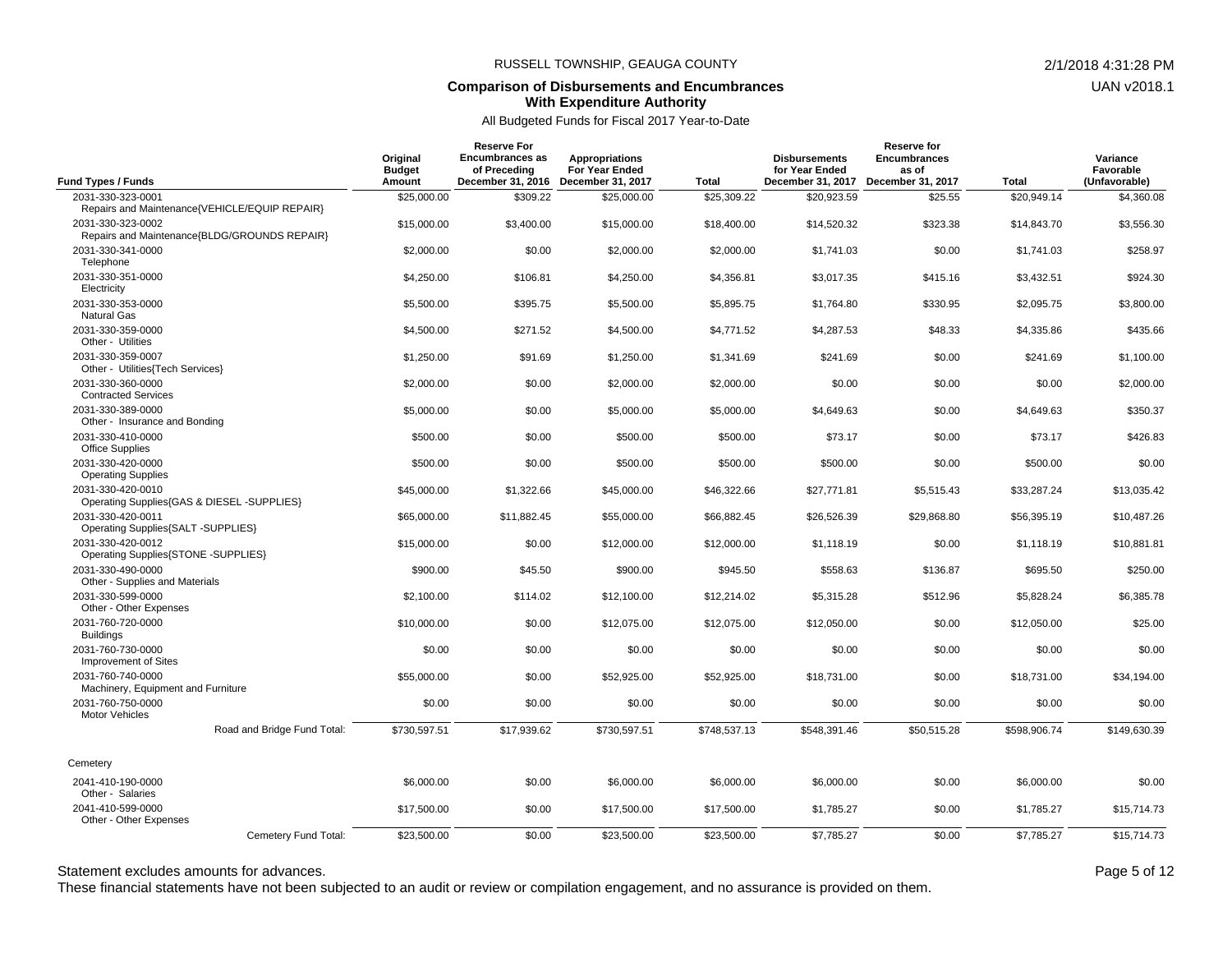RUSSELL TOWNSHIP, GEAUGA COUNTY

## Comparison of Disbursements and Encumbrances With Expenditure Authority

All Budgeted Funds for Fiscal 2017 Year-to-Date

| Fund Types / Funds | Original Budget Amount | Reserve For Encumbrances as of Preceding December 31, 2016 | Appropriations For Year Ended December 31, 2017 | Total | Disbursements for Year Ended December 31, 2017 | Reserve for Encumbrances as of December 31, 2017 | Total | Variance Favorable (Unfavorable) |
|---|---|---|---|---|---|---|---|---|
| 2031-330-323-0001 Repairs and Maintenance{VEHICLE/EQUIP REPAIR} | $25,000.00 | $309.22 | $25,000.00 | $25,309.22 | $20,923.59 | $25.55 | $20,949.14 | $4,360.08 |
| 2031-330-323-0002 Repairs and Maintenance{BLDG/GROUNDS REPAIR} | $15,000.00 | $3,400.00 | $15,000.00 | $18,400.00 | $14,520.32 | $323.38 | $14,843.70 | $3,556.30 |
| 2031-330-341-0000 Telephone | $2,000.00 | $0.00 | $2,000.00 | $2,000.00 | $1,741.03 | $0.00 | $1,741.03 | $258.97 |
| 2031-330-351-0000 Electricity | $4,250.00 | $106.81 | $4,250.00 | $4,356.81 | $3,017.35 | $415.16 | $3,432.51 | $924.30 |
| 2031-330-353-0000 Natural Gas | $5,500.00 | $395.75 | $5,500.00 | $5,895.75 | $1,764.80 | $330.95 | $2,095.75 | $3,800.00 |
| 2031-330-359-0000 Other - Utilities | $4,500.00 | $271.52 | $4,500.00 | $4,771.52 | $4,287.53 | $48.33 | $4,335.86 | $435.66 |
| 2031-330-359-0007 Other - Utilities{Tech Services} | $1,250.00 | $91.69 | $1,250.00 | $1,341.69 | $241.69 | $0.00 | $241.69 | $1,100.00 |
| 2031-330-360-0000 Contracted Services | $2,000.00 | $0.00 | $2,000.00 | $2,000.00 | $0.00 | $0.00 | $0.00 | $2,000.00 |
| 2031-330-389-0000 Other - Insurance and Bonding | $5,000.00 | $0.00 | $5,000.00 | $5,000.00 | $4,649.63 | $0.00 | $4,649.63 | $350.37 |
| 2031-330-410-0000 Office Supplies | $500.00 | $0.00 | $500.00 | $500.00 | $73.17 | $0.00 | $73.17 | $426.83 |
| 2031-330-420-0000 Operating Supplies | $500.00 | $0.00 | $500.00 | $500.00 | $500.00 | $0.00 | $500.00 | $0.00 |
| 2031-330-420-0010 Operating Supplies{GAS & DIESEL -SUPPLIES} | $45,000.00 | $1,322.66 | $45,000.00 | $46,322.66 | $27,771.81 | $5,515.43 | $33,287.24 | $13,035.42 |
| 2031-330-420-0011 Operating Supplies{SALT -SUPPLIES} | $65,000.00 | $11,882.45 | $55,000.00 | $66,882.45 | $26,526.39 | $29,868.80 | $56,395.19 | $10,487.26 |
| 2031-330-420-0012 Operating Supplies{STONE -SUPPLIES} | $15,000.00 | $0.00 | $12,000.00 | $12,000.00 | $1,118.19 | $0.00 | $1,118.19 | $10,881.81 |
| 2031-330-490-0000 Other - Supplies and Materials | $900.00 | $45.50 | $900.00 | $945.50 | $558.63 | $136.87 | $695.50 | $250.00 |
| 2031-330-599-0000 Other - Other Expenses | $2,100.00 | $114.02 | $12,100.00 | $12,214.02 | $5,315.28 | $512.96 | $5,828.24 | $6,385.78 |
| 2031-760-720-0000 Buildings | $10,000.00 | $0.00 | $12,075.00 | $12,075.00 | $12,050.00 | $0.00 | $12,050.00 | $25.00 |
| 2031-760-730-0000 Improvement of Sites | $0.00 | $0.00 | $0.00 | $0.00 | $0.00 | $0.00 | $0.00 | $0.00 |
| 2031-760-740-0000 Machinery, Equipment and Furniture | $55,000.00 | $0.00 | $52,925.00 | $52,925.00 | $18,731.00 | $0.00 | $18,731.00 | $34,194.00 |
| 2031-760-750-0000 Motor Vehicles | $0.00 | $0.00 | $0.00 | $0.00 | $0.00 | $0.00 | $0.00 | $0.00 |
| Road and Bridge Fund Total: | $730,597.51 | $17,939.62 | $730,597.51 | $748,537.13 | $548,391.46 | $50,515.28 | $598,906.74 | $149,630.39 |
| Cemetery | | | | | | | | |
| 2041-410-190-0000 Other - Salaries | $6,000.00 | $0.00 | $6,000.00 | $6,000.00 | $6,000.00 | $0.00 | $6,000.00 | $0.00 |
| 2041-410-599-0000 Other - Other Expenses | $17,500.00 | $0.00 | $17,500.00 | $17,500.00 | $1,785.27 | $0.00 | $1,785.27 | $15,714.73 |
| Cemetery Fund Total: | $23,500.00 | $0.00 | $23,500.00 | $23,500.00 | $7,785.27 | $0.00 | $7,785.27 | $15,714.73 |

Statement excludes amounts for advances.

These financial statements have not been subjected to an audit or review or compilation engagement, and no assurance is provided on them.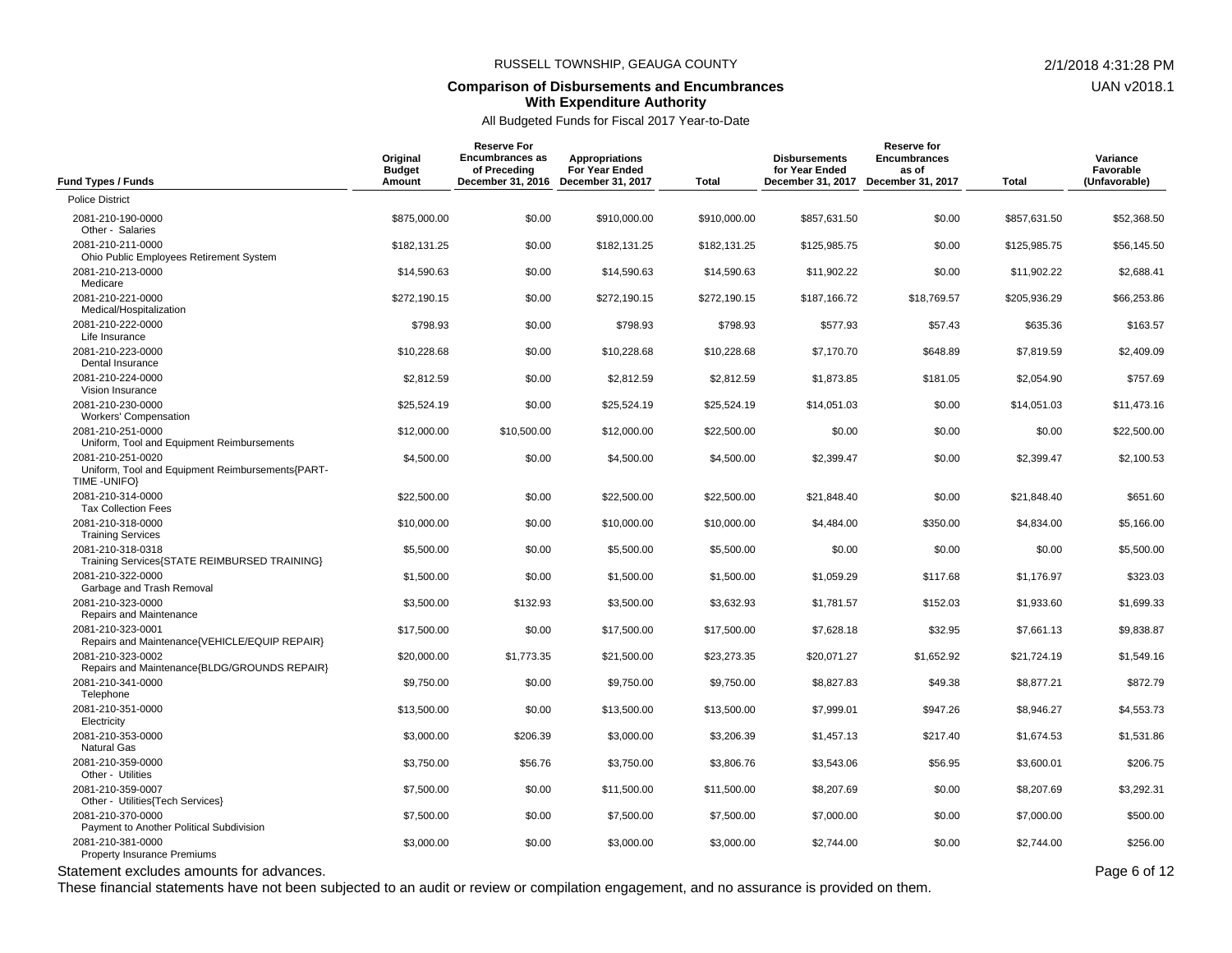RUSSELL TOWNSHIP, GEAUGA COUNTY

**Comparison of Disbursements and Encumbrances With Expenditure Authority**

All Budgeted Funds for Fiscal 2017 Year-to-Date

| Fund Types / Funds | Original Budget Amount | Reserve For Encumbrances as of Preceding December 31, 2016 | Appropriations For Year Ended December 31, 2017 | Total | Disbursements for Year Ended December 31, 2017 | Reserve for Encumbrances as of December 31, 2017 | Total | Variance Favorable (Unfavorable) |
|---|---|---|---|---|---|---|---|---|
| Police District | | | | | | | | |
| 2081-210-190-0000 Other - Salaries | $875,000.00 | $0.00 | $910,000.00 | $910,000.00 | $857,631.50 | $0.00 | $857,631.50 | $52,368.50 |
| 2081-210-211-0000 Ohio Public Employees Retirement System | $182,131.25 | $0.00 | $182,131.25 | $182,131.25 | $125,985.75 | $0.00 | $125,985.75 | $56,145.50 |
| 2081-210-213-0000 Medicare | $14,590.63 | $0.00 | $14,590.63 | $14,590.63 | $11,902.22 | $0.00 | $11,902.22 | $2,688.41 |
| 2081-210-221-0000 Medical/Hospitalization | $272,190.15 | $0.00 | $272,190.15 | $272,190.15 | $187,166.72 | $18,769.57 | $205,936.29 | $66,253.86 |
| 2081-210-222-0000 Life Insurance | $798.93 | $0.00 | $798.93 | $798.93 | $577.93 | $57.43 | $635.36 | $163.57 |
| 2081-210-223-0000 Dental Insurance | $10,228.68 | $0.00 | $10,228.68 | $10,228.68 | $7,170.70 | $648.89 | $7,819.59 | $2,409.09 |
| 2081-210-224-0000 Vision Insurance | $2,812.59 | $0.00 | $2,812.59 | $2,812.59 | $1,873.85 | $181.05 | $2,054.90 | $757.69 |
| 2081-210-230-0000 Workers' Compensation | $25,524.19 | $0.00 | $25,524.19 | $25,524.19 | $14,051.03 | $0.00 | $14,051.03 | $11,473.16 |
| 2081-210-251-0000 Uniform, Tool and Equipment Reimbursements | $12,000.00 | $10,500.00 | $12,000.00 | $22,500.00 | $0.00 | $0.00 | $0.00 | $22,500.00 |
| 2081-210-251-0020 Uniform, Tool and Equipment Reimbursements{PART-TIME -UNIFO} | $4,500.00 | $0.00 | $4,500.00 | $4,500.00 | $2,399.47 | $0.00 | $2,399.47 | $2,100.53 |
| 2081-210-314-0000 Tax Collection Fees | $22,500.00 | $0.00 | $22,500.00 | $22,500.00 | $21,848.40 | $0.00 | $21,848.40 | $651.60 |
| 2081-210-318-0000 Training Services | $10,000.00 | $0.00 | $10,000.00 | $10,000.00 | $4,484.00 | $350.00 | $4,834.00 | $5,166.00 |
| 2081-210-318-0318 Training Services{STATE REIMBURSED TRAINING} | $5,500.00 | $0.00 | $5,500.00 | $5,500.00 | $0.00 | $0.00 | $0.00 | $5,500.00 |
| 2081-210-322-0000 Garbage and Trash Removal | $1,500.00 | $0.00 | $1,500.00 | $1,500.00 | $1,059.29 | $117.68 | $1,176.97 | $323.03 |
| 2081-210-323-0000 Repairs and Maintenance | $3,500.00 | $132.93 | $3,500.00 | $3,632.93 | $1,781.57 | $152.03 | $1,933.60 | $1,699.33 |
| 2081-210-323-0001 Repairs and Maintenance{VEHICLE/EQUIP REPAIR} | $17,500.00 | $0.00 | $17,500.00 | $17,500.00 | $7,628.18 | $32.95 | $7,661.13 | $9,838.87 |
| 2081-210-323-0002 Repairs and Maintenance{BLDG/GROUNDS REPAIR} | $20,000.00 | $1,773.35 | $21,500.00 | $23,273.35 | $20,071.27 | $1,652.92 | $21,724.19 | $1,549.16 |
| 2081-210-341-0000 Telephone | $9,750.00 | $0.00 | $9,750.00 | $9,750.00 | $8,827.83 | $49.38 | $8,877.21 | $872.79 |
| 2081-210-351-0000 Electricity | $13,500.00 | $0.00 | $13,500.00 | $13,500.00 | $7,999.01 | $947.26 | $8,946.27 | $4,553.73 |
| 2081-210-353-0000 Natural Gas | $3,000.00 | $206.39 | $3,000.00 | $3,206.39 | $1,457.13 | $217.40 | $1,674.53 | $1,531.86 |
| 2081-210-359-0000 Other - Utilities | $3,750.00 | $56.76 | $3,750.00 | $3,806.76 | $3,543.06 | $56.95 | $3,600.01 | $206.75 |
| 2081-210-359-0007 Other - Utilities{Tech Services} | $7,500.00 | $0.00 | $11,500.00 | $11,500.00 | $8,207.69 | $0.00 | $8,207.69 | $3,292.31 |
| 2081-210-370-0000 Payment to Another Political Subdivision | $7,500.00 | $0.00 | $7,500.00 | $7,500.00 | $7,000.00 | $0.00 | $7,000.00 | $500.00 |
| 2081-210-381-0000 Property Insurance Premiums | $3,000.00 | $0.00 | $3,000.00 | $3,000.00 | $2,744.00 | $0.00 | $2,744.00 | $256.00 |

Statement excludes amounts for advances.

These financial statements have not been subjected to an audit or review or compilation engagement, and no assurance is provided on them.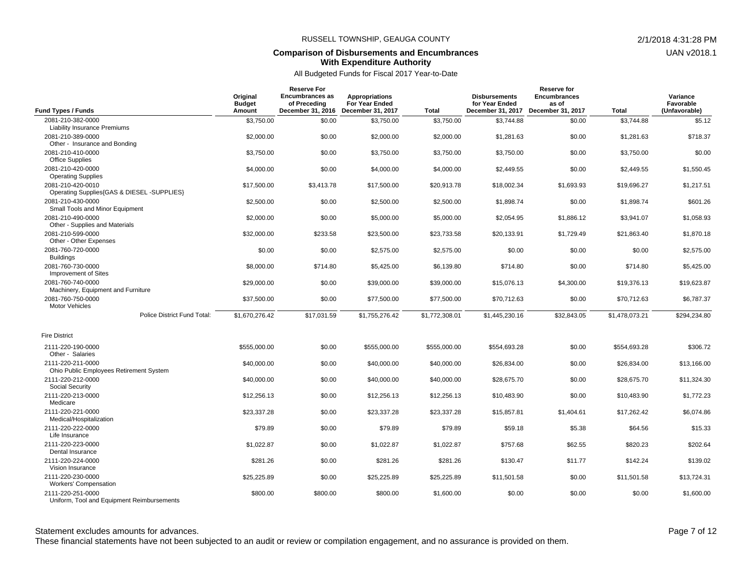RUSSELL TOWNSHIP, GEAUGA COUNTY

**Comparison of Disbursements and Encumbrances With Expenditure Authority**

All Budgeted Funds for Fiscal 2017 Year-to-Date

| Fund Types / Funds | Original Budget Amount | Reserve For Encumbrances as of Preceding December 31, 2016 | Appropriations For Year Ended December 31, 2017 | Total | Disbursements for Year Ended December 31, 2017 | Reserve for Encumbrances as of December 31, 2017 | Total | Variance Favorable (Unfavorable) |
|---|---|---|---|---|---|---|---|---|
| 2081-210-382-0000 Liability Insurance Premiums | $3,750.00 | $0.00 | $3,750.00 | $3,750.00 | $3,744.88 | $0.00 | $3,744.88 | $5.12 |
| 2081-210-389-0000 Other - Insurance and Bonding | $2,000.00 | $0.00 | $2,000.00 | $2,000.00 | $1,281.63 | $0.00 | $1,281.63 | $718.37 |
| 2081-210-410-0000 Office Supplies | $3,750.00 | $0.00 | $3,750.00 | $3,750.00 | $3,750.00 | $0.00 | $3,750.00 | $0.00 |
| 2081-210-420-0000 Operating Supplies | $4,000.00 | $0.00 | $4,000.00 | $4,000.00 | $2,449.55 | $0.00 | $2,449.55 | $1,550.45 |
| 2081-210-420-0010 Operating Supplies{GAS & DIESEL -SUPPLIES} | $17,500.00 | $3,413.78 | $17,500.00 | $20,913.78 | $18,002.34 | $1,693.93 | $19,696.27 | $1,217.51 |
| 2081-210-430-0000 Small Tools and Minor Equipment | $2,500.00 | $0.00 | $2,500.00 | $2,500.00 | $1,898.74 | $0.00 | $1,898.74 | $601.26 |
| 2081-210-490-0000 Other - Supplies and Materials | $2,000.00 | $0.00 | $5,000.00 | $5,000.00 | $2,054.95 | $1,886.12 | $3,941.07 | $1,058.93 |
| 2081-210-599-0000 Other - Other Expenses | $32,000.00 | $233.58 | $23,500.00 | $23,733.58 | $20,133.91 | $1,729.49 | $21,863.40 | $1,870.18 |
| 2081-760-720-0000 Buildings | $0.00 | $0.00 | $2,575.00 | $2,575.00 | $0.00 | $0.00 | $0.00 | $2,575.00 |
| 2081-760-730-0000 Improvement of Sites | $8,000.00 | $714.80 | $5,425.00 | $6,139.80 | $714.80 | $0.00 | $714.80 | $5,425.00 |
| 2081-760-740-0000 Machinery, Equipment and Furniture | $29,000.00 | $0.00 | $39,000.00 | $39,000.00 | $15,076.13 | $4,300.00 | $19,376.13 | $19,623.87 |
| 2081-760-750-0000 Motor Vehicles | $37,500.00 | $0.00 | $77,500.00 | $77,500.00 | $70,712.63 | $0.00 | $70,712.63 | $6,787.37 |
| Police District Fund Total: | $1,670,276.42 | $17,031.59 | $1,755,276.42 | $1,772,308.01 | $1,445,230.16 | $32,843.05 | $1,478,073.21 | $294,234.80 |
| **Fire District** | | | | | | | | |
| 2111-220-190-0000 Other - Salaries | $555,000.00 | $0.00 | $555,000.00 | $555,000.00 | $554,693.28 | $0.00 | $554,693.28 | $306.72 |
| 2111-220-211-0000 Ohio Public Employees Retirement System | $40,000.00 | $0.00 | $40,000.00 | $40,000.00 | $26,834.00 | $0.00 | $26,834.00 | $13,166.00 |
| 2111-220-212-0000 Social Security | $40,000.00 | $0.00 | $40,000.00 | $40,000.00 | $28,675.70 | $0.00 | $28,675.70 | $11,324.30 |
| 2111-220-213-0000 Medicare | $12,256.13 | $0.00 | $12,256.13 | $12,256.13 | $10,483.90 | $0.00 | $10,483.90 | $1,772.23 |
| 2111-220-221-0000 Medical/Hospitalization | $23,337.28 | $0.00 | $23,337.28 | $23,337.28 | $15,857.81 | $1,404.61 | $17,262.42 | $6,074.86 |
| 2111-220-222-0000 Life Insurance | $79.89 | $0.00 | $79.89 | $79.89 | $59.18 | $5.38 | $64.56 | $15.33 |
| 2111-220-223-0000 Dental Insurance | $1,022.87 | $0.00 | $1,022.87 | $1,022.87 | $757.68 | $62.55 | $820.23 | $202.64 |
| 2111-220-224-0000 Vision Insurance | $281.26 | $0.00 | $281.26 | $281.26 | $130.47 | $11.77 | $142.24 | $139.02 |
| 2111-220-230-0000 Workers' Compensation | $25,225.89 | $0.00 | $25,225.89 | $25,225.89 | $11,501.58 | $0.00 | $11,501.58 | $13,724.31 |
| 2111-220-251-0000 Uniform, Tool and Equipment Reimbursements | $800.00 | $800.00 | $800.00 | $1,600.00 | $0.00 | $0.00 | $0.00 | $1,600.00 |

Statement excludes amounts for advances.

These financial statements have not been subjected to an audit or review or compilation engagement, and no assurance is provided on them.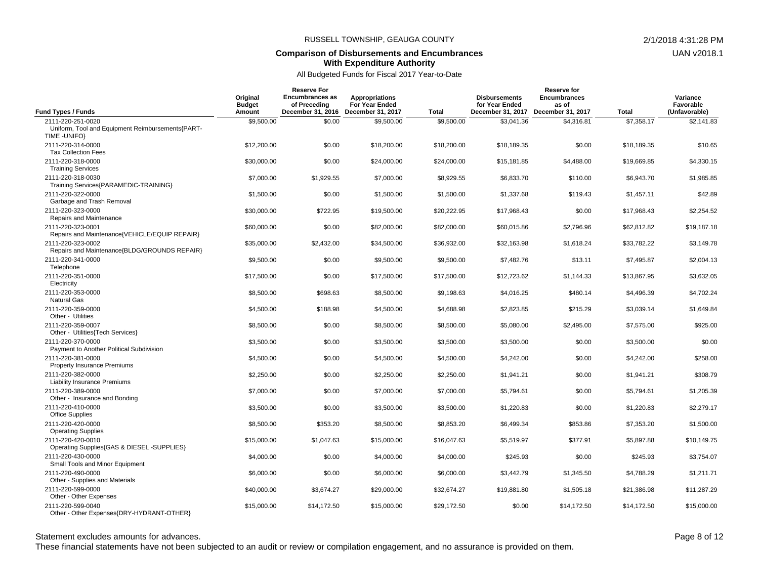RUSSELL TOWNSHIP, GEAUGA COUNTY

2/1/2018 4:31:28 PM

**Comparison of Disbursements and Encumbrances With Expenditure Authority**

UAN v2018.1

All Budgeted Funds for Fiscal 2017 Year-to-Date

| Fund Types / Funds | Original Budget Amount | Reserve For Encumbrances as of Preceding December 31, 2016 | Appropriations For Year Ended December 31, 2017 | Total | Disbursements for Year Ended December 31, 2017 | Reserve for Encumbrances as of December 31, 2017 | Total | Variance Favorable (Unfavorable) |
|---|---|---|---|---|---|---|---|---|
| 2111-220-251-0020 Uniform, Tool and Equipment Reimbursements{PART-TIME -UNIFO} | $9,500.00 | $0.00 | $9,500.00 | $9,500.00 | $3,041.36 | $4,316.81 | $7,358.17 | $2,141.83 |
| 2111-220-314-0000 Tax Collection Fees | $12,200.00 | $0.00 | $18,200.00 | $18,200.00 | $18,189.35 | $0.00 | $18,189.35 | $10.65 |
| 2111-220-318-0000 Training Services | $30,000.00 | $0.00 | $24,000.00 | $24,000.00 | $15,181.85 | $4,488.00 | $19,669.85 | $4,330.15 |
| 2111-220-318-0030 Training Services{PARAMEDIC-TRAINING} | $7,000.00 | $1,929.55 | $7,000.00 | $8,929.55 | $6,833.70 | $110.00 | $6,943.70 | $1,985.85 |
| 2111-220-322-0000 Garbage and Trash Removal | $1,500.00 | $0.00 | $1,500.00 | $1,500.00 | $1,337.68 | $119.43 | $1,457.11 | $42.89 |
| 2111-220-323-0000 Repairs and Maintenance | $30,000.00 | $722.95 | $19,500.00 | $20,222.95 | $17,968.43 | $0.00 | $17,968.43 | $2,254.52 |
| 2111-220-323-0001 Repairs and Maintenance{VEHICLE/EQUIP REPAIR} | $60,000.00 | $0.00 | $82,000.00 | $82,000.00 | $60,015.86 | $2,796.96 | $62,812.82 | $19,187.18 |
| 2111-220-323-0002 Repairs and Maintenance{BLDG/GROUNDS REPAIR} | $35,000.00 | $2,432.00 | $34,500.00 | $36,932.00 | $32,163.98 | $1,618.24 | $33,782.22 | $3,149.78 |
| 2111-220-341-0000 Telephone | $9,500.00 | $0.00 | $9,500.00 | $9,500.00 | $7,482.76 | $13.11 | $7,495.87 | $2,004.13 |
| 2111-220-351-0000 Electricity | $17,500.00 | $0.00 | $17,500.00 | $17,500.00 | $12,723.62 | $1,144.33 | $13,867.95 | $3,632.05 |
| 2111-220-353-0000 Natural Gas | $8,500.00 | $698.63 | $8,500.00 | $9,198.63 | $4,016.25 | $480.14 | $4,496.39 | $4,702.24 |
| 2111-220-359-0000 Other - Utilities | $4,500.00 | $188.98 | $4,500.00 | $4,688.98 | $2,823.85 | $215.29 | $3,039.14 | $1,649.84 |
| 2111-220-359-0007 Other - Utilities{Tech Services} | $8,500.00 | $0.00 | $8,500.00 | $8,500.00 | $5,080.00 | $2,495.00 | $7,575.00 | $925.00 |
| 2111-220-370-0000 Payment to Another Political Subdivision | $3,500.00 | $0.00 | $3,500.00 | $3,500.00 | $3,500.00 | $0.00 | $3,500.00 | $0.00 |
| 2111-220-381-0000 Property Insurance Premiums | $4,500.00 | $0.00 | $4,500.00 | $4,500.00 | $4,242.00 | $0.00 | $4,242.00 | $258.00 |
| 2111-220-382-0000 Liability Insurance Premiums | $2,250.00 | $0.00 | $2,250.00 | $2,250.00 | $1,941.21 | $0.00 | $1,941.21 | $308.79 |
| 2111-220-389-0000 Other - Insurance and Bonding | $7,000.00 | $0.00 | $7,000.00 | $7,000.00 | $5,794.61 | $0.00 | $5,794.61 | $1,205.39 |
| 2111-220-410-0000 Office Supplies | $3,500.00 | $0.00 | $3,500.00 | $3,500.00 | $1,220.83 | $0.00 | $1,220.83 | $2,279.17 |
| 2111-220-420-0000 Operating Supplies | $8,500.00 | $353.20 | $8,500.00 | $8,853.20 | $6,499.34 | $853.86 | $7,353.20 | $1,500.00 |
| 2111-220-420-0010 Operating Supplies{GAS & DIESEL -SUPPLIES} | $15,000.00 | $1,047.63 | $15,000.00 | $16,047.63 | $5,519.97 | $377.91 | $5,897.88 | $10,149.75 |
| 2111-220-430-0000 Small Tools and Minor Equipment | $4,000.00 | $0.00 | $4,000.00 | $4,000.00 | $245.93 | $0.00 | $245.93 | $3,754.07 |
| 2111-220-490-0000 Other - Supplies and Materials | $6,000.00 | $0.00 | $6,000.00 | $6,000.00 | $3,442.79 | $1,345.50 | $4,788.29 | $1,211.71 |
| 2111-220-599-0000 Other - Other Expenses | $40,000.00 | $3,674.27 | $29,000.00 | $32,674.27 | $19,881.80 | $1,505.18 | $21,386.98 | $11,287.29 |
| 2111-220-599-0040 Other - Other Expenses{DRY-HYDRANT-OTHER} | $15,000.00 | $14,172.50 | $15,000.00 | $29,172.50 | $0.00 | $14,172.50 | $14,172.50 | $15,000.00 |

Statement excludes amounts for advances.

These financial statements have not been subjected to an audit or review or compilation engagement, and no assurance is provided on them.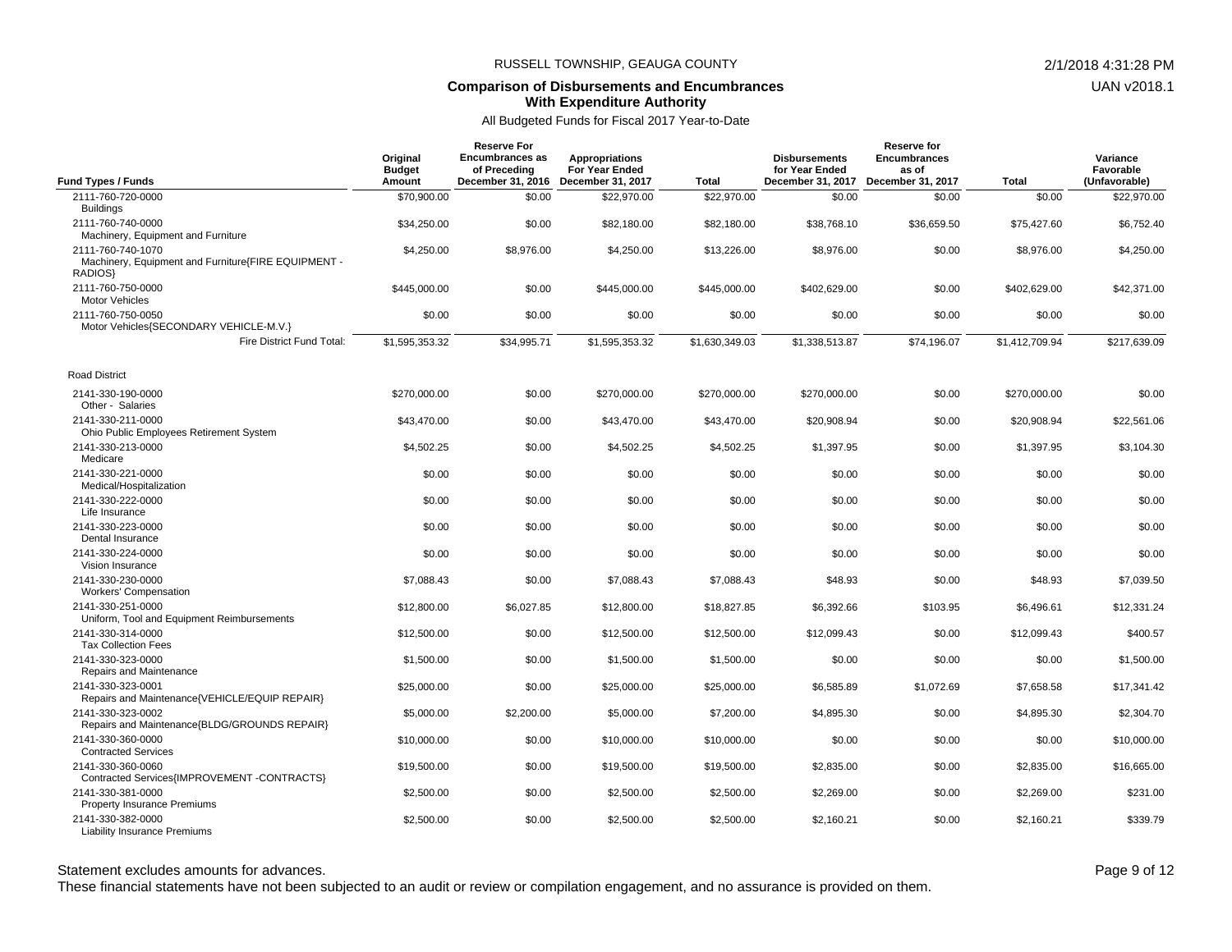RUSSELL TOWNSHIP, GEAUGA COUNTY

**Comparison of Disbursements and Encumbrances With Expenditure Authority**

All Budgeted Funds for Fiscal 2017 Year-to-Date

| Fund Types / Funds | Original Budget Amount | Reserve For Encumbrances as of Preceding December 31, 2016 | Appropriations For Year Ended December 31, 2017 | Total | Disbursements for Year Ended December 31, 2017 | Reserve for Encumbrances as of December 31, 2017 | Total | Variance Favorable (Unfavorable) |
|---|---|---|---|---|---|---|---|---|
| 2111-760-720-0000 Buildings | $70,900.00 | $0.00 | $22,970.00 | $22,970.00 | $0.00 | $0.00 | $0.00 | $22,970.00 |
| 2111-760-740-0000 Machinery, Equipment and Furniture | $34,250.00 | $0.00 | $82,180.00 | $82,180.00 | $38,768.10 | $36,659.50 | $75,427.60 | $6,752.40 |
| 2111-760-740-1070 Machinery, Equipment and Furniture{FIRE EQUIPMENT - RADIOS} | $4,250.00 | $8,976.00 | $4,250.00 | $13,226.00 | $8,976.00 | $0.00 | $8,976.00 | $4,250.00 |
| 2111-760-750-0000 Motor Vehicles | $445,000.00 | $0.00 | $445,000.00 | $445,000.00 | $402,629.00 | $0.00 | $402,629.00 | $42,371.00 |
| 2111-760-750-0050 Motor Vehicles{SECONDARY VEHICLE-M.V.} | $0.00 | $0.00 | $0.00 | $0.00 | $0.00 | $0.00 | $0.00 | $0.00 |
| Fire District Fund Total: | $1,595,353.32 | $34,995.71 | $1,595,353.32 | $1,630,349.03 | $1,338,513.87 | $74,196.07 | $1,412,709.94 | $217,639.09 |
| **Road District** | | | | | | | | |
| 2141-330-190-0000 Other - Salaries | $270,000.00 | $0.00 | $270,000.00 | $270,000.00 | $270,000.00 | $0.00 | $270,000.00 | $0.00 |
| 2141-330-211-0000 Ohio Public Employees Retirement System | $43,470.00 | $0.00 | $43,470.00 | $43,470.00 | $20,908.94 | $0.00 | $20,908.94 | $22,561.06 |
| 2141-330-213-0000 Medicare | $4,502.25 | $0.00 | $4,502.25 | $4,502.25 | $1,397.95 | $0.00 | $1,397.95 | $3,104.30 |
| 2141-330-221-0000 Medical/Hospitalization | $0.00 | $0.00 | $0.00 | $0.00 | $0.00 | $0.00 | $0.00 | $0.00 |
| 2141-330-222-0000 Life Insurance | $0.00 | $0.00 | $0.00 | $0.00 | $0.00 | $0.00 | $0.00 | $0.00 |
| 2141-330-223-0000 Dental Insurance | $0.00 | $0.00 | $0.00 | $0.00 | $0.00 | $0.00 | $0.00 | $0.00 |
| 2141-330-224-0000 Vision Insurance | $0.00 | $0.00 | $0.00 | $0.00 | $0.00 | $0.00 | $0.00 | $0.00 |
| 2141-330-230-0000 Workers' Compensation | $7,088.43 | $0.00 | $7,088.43 | $7,088.43 | $48.93 | $0.00 | $48.93 | $7,039.50 |
| 2141-330-251-0000 Uniform, Tool and Equipment Reimbursements | $12,800.00 | $6,027.85 | $12,800.00 | $18,827.85 | $6,392.66 | $103.95 | $6,496.61 | $12,331.24 |
| 2141-330-314-0000 Tax Collection Fees | $12,500.00 | $0.00 | $12,500.00 | $12,500.00 | $12,099.43 | $0.00 | $12,099.43 | $400.57 |
| 2141-330-323-0000 Repairs and Maintenance | $1,500.00 | $0.00 | $1,500.00 | $1,500.00 | $0.00 | $0.00 | $0.00 | $1,500.00 |
| 2141-330-323-0001 Repairs and Maintenance{VEHICLE/EQUIP REPAIR} | $25,000.00 | $0.00 | $25,000.00 | $25,000.00 | $6,585.89 | $1,072.69 | $7,658.58 | $17,341.42 |
| 2141-330-323-0002 Repairs and Maintenance{BLDG/GROUNDS REPAIR} | $5,000.00 | $2,200.00 | $5,000.00 | $7,200.00 | $4,895.30 | $0.00 | $4,895.30 | $2,304.70 |
| 2141-330-360-0000 Contracted Services | $10,000.00 | $0.00 | $10,000.00 | $10,000.00 | $0.00 | $0.00 | $0.00 | $10,000.00 |
| 2141-330-360-0060 Contracted Services{IMPROVEMENT -CONTRACTS} | $19,500.00 | $0.00 | $19,500.00 | $19,500.00 | $2,835.00 | $0.00 | $2,835.00 | $16,665.00 |
| 2141-330-381-0000 Property Insurance Premiums | $2,500.00 | $0.00 | $2,500.00 | $2,500.00 | $2,269.00 | $0.00 | $2,269.00 | $231.00 |
| 2141-330-382-0000 Liability Insurance Premiums | $2,500.00 | $0.00 | $2,500.00 | $2,500.00 | $2,160.21 | $0.00 | $2,160.21 | $339.79 |

Statement excludes amounts for advances.

These financial statements have not been subjected to an audit or review or compilation engagement, and no assurance is provided on them.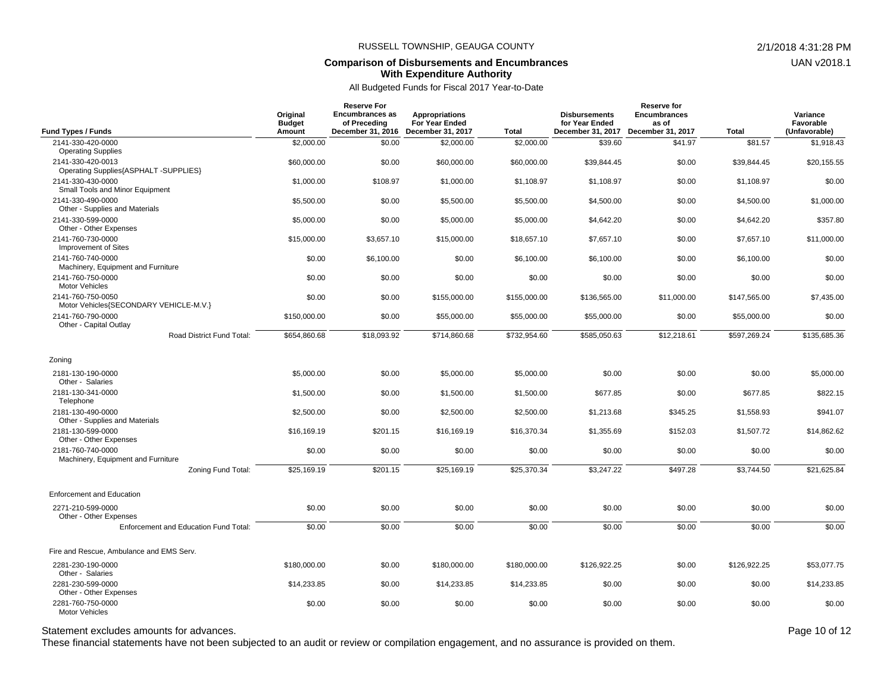RUSSELL TOWNSHIP, GEAUGA COUNTY

**Comparison of Disbursements and Encumbrances With Expenditure Authority**

All Budgeted Funds for Fiscal 2017 Year-to-Date

| Fund Types / Funds | Original Budget Amount | Reserve For Encumbrances as of Preceding December 31, 2016 | Appropriations For Year Ended December 31, 2017 | Total | Disbursements for Year Ended December 31, 2017 | Reserve for Encumbrances as of December 31, 2017 | Total | Variance Favorable (Unfavorable) |
|---|---|---|---|---|---|---|---|---|
| 2141-330-420-0000 Operating Supplies | $2,000.00 | $0.00 | $2,000.00 | $2,000.00 | $39.60 | $41.97 | $81.57 | $1,918.43 |
| 2141-330-420-0013 Operating Supplies{ASPHALT -SUPPLIES} | $60,000.00 | $0.00 | $60,000.00 | $60,000.00 | $39,844.45 | $0.00 | $39,844.45 | $20,155.55 |
| 2141-330-430-0000 Small Tools and Minor Equipment | $1,000.00 | $108.97 | $1,000.00 | $1,108.97 | $1,108.97 | $0.00 | $1,108.97 | $0.00 |
| 2141-330-490-0000 Other - Supplies and Materials | $5,500.00 | $0.00 | $5,500.00 | $5,500.00 | $4,500.00 | $0.00 | $4,500.00 | $1,000.00 |
| 2141-330-599-0000 Other - Other Expenses | $5,000.00 | $0.00 | $5,000.00 | $5,000.00 | $4,642.20 | $0.00 | $4,642.20 | $357.80 |
| 2141-760-730-0000 Improvement of Sites | $15,000.00 | $3,657.10 | $15,000.00 | $18,657.10 | $7,657.10 | $0.00 | $7,657.10 | $11,000.00 |
| 2141-760-740-0000 Machinery, Equipment and Furniture | $0.00 | $6,100.00 | $0.00 | $6,100.00 | $6,100.00 | $0.00 | $6,100.00 | $0.00 |
| 2141-760-750-0000 Motor Vehicles | $0.00 | $0.00 | $0.00 | $0.00 | $0.00 | $0.00 | $0.00 | $0.00 |
| 2141-760-750-0050 Motor Vehicles{SECONDARY VEHICLE-M.V.} | $0.00 | $0.00 | $155,000.00 | $155,000.00 | $136,565.00 | $11,000.00 | $147,565.00 | $7,435.00 |
| 2141-760-790-0000 Other - Capital Outlay | $150,000.00 | $0.00 | $55,000.00 | $55,000.00 | $55,000.00 | $0.00 | $55,000.00 | $0.00 |
| Road District Fund Total: | $654,860.68 | $18,093.92 | $714,860.68 | $732,954.60 | $585,050.63 | $12,218.61 | $597,269.24 | $135,685.36 |
| **Zoning** | | | | | | | | |
| 2181-130-190-0000 Other - Salaries | $5,000.00 | $0.00 | $5,000.00 | $5,000.00 | $0.00 | $0.00 | $0.00 | $5,000.00 |
| 2181-130-341-0000 Telephone | $1,500.00 | $0.00 | $1,500.00 | $1,500.00 | $677.85 | $0.00 | $677.85 | $822.15 |
| 2181-130-490-0000 Other - Supplies and Materials | $2,500.00 | $0.00 | $2,500.00 | $2,500.00 | $1,213.68 | $345.25 | $1,558.93 | $941.07 |
| 2181-130-599-0000 Other - Other Expenses | $16,169.19 | $201.15 | $16,169.19 | $16,370.34 | $1,355.69 | $152.03 | $1,507.72 | $14,862.62 |
| 2181-760-740-0000 Machinery, Equipment and Furniture | $0.00 | $0.00 | $0.00 | $0.00 | $0.00 | $0.00 | $0.00 | $0.00 |
| Zoning Fund Total: | $25,169.19 | $201.15 | $25,169.19 | $25,370.34 | $3,247.22 | $497.28 | $3,744.50 | $21,625.84 |
| **Enforcement and Education** | | | | | | | | |
| 2271-210-599-0000 Other - Other Expenses | $0.00 | $0.00 | $0.00 | $0.00 | $0.00 | $0.00 | $0.00 | $0.00 |
| Enforcement and Education Fund Total: | $0.00 | $0.00 | $0.00 | $0.00 | $0.00 | $0.00 | $0.00 | $0.00 |
| **Fire and Rescue, Ambulance and EMS Serv.** | | | | | | | | |
| 2281-230-190-0000 Other - Salaries | $180,000.00 | $0.00 | $180,000.00 | $180,000.00 | $126,922.25 | $0.00 | $126,922.25 | $53,077.75 |
| 2281-230-599-0000 Other - Other Expenses | $14,233.85 | $0.00 | $14,233.85 | $14,233.85 | $0.00 | $0.00 | $0.00 | $14,233.85 |
| 2281-760-750-0000 Motor Vehicles | $0.00 | $0.00 | $0.00 | $0.00 | $0.00 | $0.00 | $0.00 | $0.00 |

Statement excludes amounts for advances.

These financial statements have not been subjected to an audit or review or compilation engagement, and no assurance is provided on them.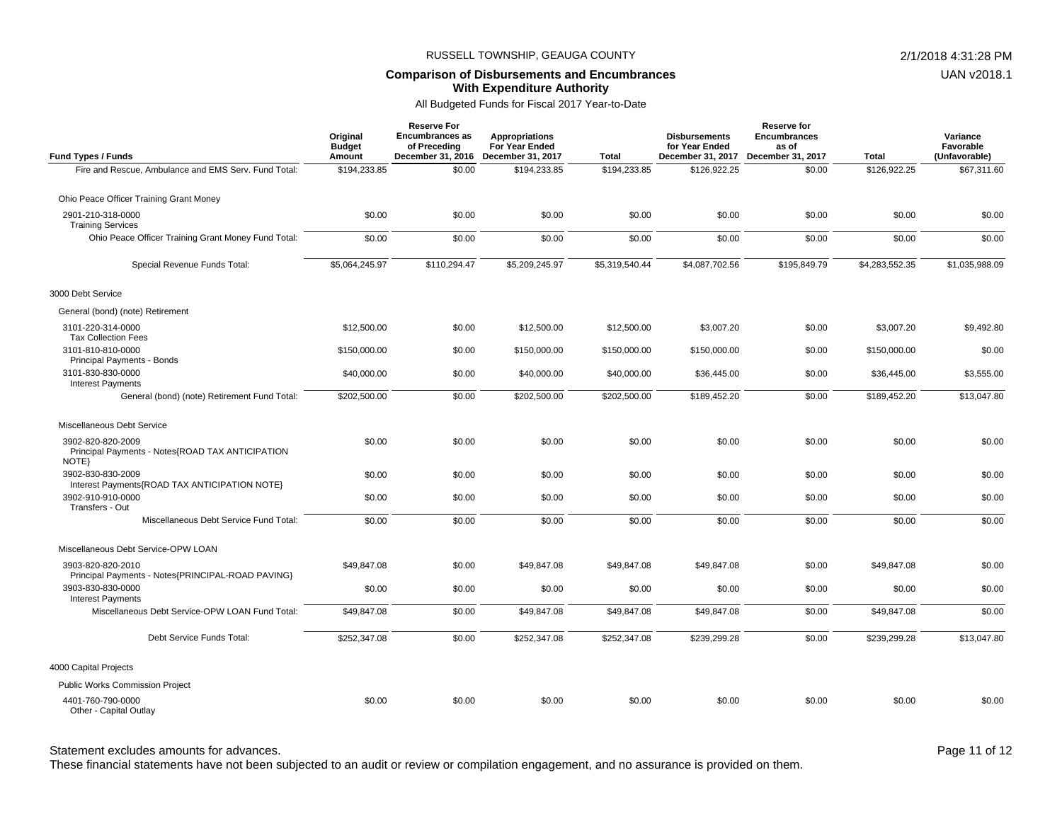RUSSELL TOWNSHIP, GEAUGA COUNTY

**Comparison of Disbursements and Encumbrances With Expenditure Authority**

All Budgeted Funds for Fiscal 2017 Year-to-Date

| Fund Types / Funds | Original Budget Amount | Reserve For Encumbrances as of Preceding December 31, 2016 | Appropriations For Year Ended December 31, 2017 | Total | Disbursements for Year Ended December 31, 2017 | Reserve for Encumbrances as of December 31, 2017 | Total | Variance Favorable (Unfavorable) |
|---|---|---|---|---|---|---|---|---|
| Fire and Rescue, Ambulance and EMS Serv. Fund Total: | $194,233.85 | $0.00 | $194,233.85 | $194,233.85 | $126,922.25 | $0.00 | $126,922.25 | $67,311.60 |
| Ohio Peace Officer Training Grant Money | | | | | | | | |
| 2901-210-318-0000 Training Services | $0.00 | $0.00 | $0.00 | $0.00 | $0.00 | $0.00 | $0.00 | $0.00 |
| Ohio Peace Officer Training Grant Money Fund Total: | $0.00 | $0.00 | $0.00 | $0.00 | $0.00 | $0.00 | $0.00 | $0.00 |
| Special Revenue Funds Total: | $5,064,245.97 | $110,294.47 | $5,209,245.97 | $5,319,540.44 | $4,087,702.56 | $195,849.79 | $4,283,552.35 | $1,035,988.09 |
| 3000 Debt Service | | | | | | | | |
| General (bond) (note) Retirement | | | | | | | | |
| 3101-220-314-0000 Tax Collection Fees | $12,500.00 | $0.00 | $12,500.00 | $12,500.00 | $3,007.20 | $0.00 | $3,007.20 | $9,492.80 |
| 3101-810-810-0000 Principal Payments - Bonds | $150,000.00 | $0.00 | $150,000.00 | $150,000.00 | $150,000.00 | $0.00 | $150,000.00 | $0.00 |
| 3101-830-830-0000 Interest Payments | $40,000.00 | $0.00 | $40,000.00 | $40,000.00 | $36,445.00 | $0.00 | $36,445.00 | $3,555.00 |
| General (bond) (note) Retirement Fund Total: | $202,500.00 | $0.00 | $202,500.00 | $202,500.00 | $189,452.20 | $0.00 | $189,452.20 | $13,047.80 |
| Miscellaneous Debt Service | | | | | | | | |
| 3902-820-820-2009 Principal Payments - Notes{ROAD TAX ANTICIPATION NOTE} | $0.00 | $0.00 | $0.00 | $0.00 | $0.00 | $0.00 | $0.00 | $0.00 |
| 3902-830-830-2009 Interest Payments{ROAD TAX ANTICIPATION NOTE} | $0.00 | $0.00 | $0.00 | $0.00 | $0.00 | $0.00 | $0.00 | $0.00 |
| 3902-910-910-0000 Transfers - Out | $0.00 | $0.00 | $0.00 | $0.00 | $0.00 | $0.00 | $0.00 | $0.00 |
| Miscellaneous Debt Service Fund Total: | $0.00 | $0.00 | $0.00 | $0.00 | $0.00 | $0.00 | $0.00 | $0.00 |
| Miscellaneous Debt Service-OPW LOAN | | | | | | | | |
| 3903-820-820-2010 Principal Payments - Notes{PRINCIPAL-ROAD PAVING} | $49,847.08 | $0.00 | $49,847.08 | $49,847.08 | $49,847.08 | $0.00 | $49,847.08 | $0.00 |
| 3903-830-830-0000 Interest Payments | $0.00 | $0.00 | $0.00 | $0.00 | $0.00 | $0.00 | $0.00 | $0.00 |
| Miscellaneous Debt Service-OPW LOAN Fund Total: | $49,847.08 | $0.00 | $49,847.08 | $49,847.08 | $49,847.08 | $0.00 | $49,847.08 | $0.00 |
| Debt Service Funds Total: | $252,347.08 | $0.00 | $252,347.08 | $252,347.08 | $239,299.28 | $0.00 | $239,299.28 | $13,047.80 |
| 4000 Capital Projects | | | | | | | | |
| Public Works Commission Project | | | | | | | | |
| 4401-760-790-0000 Other - Capital Outlay | $0.00 | $0.00 | $0.00 | $0.00 | $0.00 | $0.00 | $0.00 | $0.00 |

Statement excludes amounts for advances.

These financial statements have not been subjected to an audit or review or compilation engagement, and no assurance is provided on them.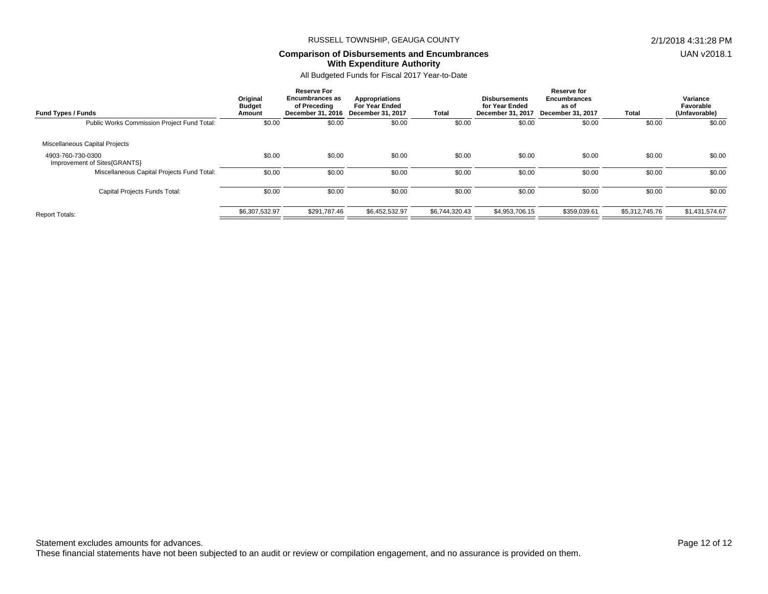RUSSELL TOWNSHIP, GEAUGA COUNTY

**Comparison of Disbursements and Encumbrances With Expenditure Authority**

All Budgeted Funds for Fiscal 2017 Year-to-Date

| Fund Types / Funds | Original Budget Amount | Reserve For Encumbrances as of Preceding December 31, 2016 | Appropriations For Year Ended December 31, 2017 | Total | Disbursements for Year Ended December 31, 2017 | Reserve for Encumbrances as of December 31, 2017 | Total | Variance Favorable (Unfavorable) |
|---|---|---|---|---|---|---|---|---|
| Public Works Commission Project Fund Total: | $0.00 | $0.00 | $0.00 | $0.00 | $0.00 | $0.00 | $0.00 | $0.00 |
| Miscellaneous Capital Projects | | | | | | | | |
| 4903-760-730-0300 Improvement of Sites{GRANTS} | $0.00 | $0.00 | $0.00 | $0.00 | $0.00 | $0.00 | $0.00 | $0.00 |
| Miscellaneous Capital Projects Fund Total: | $0.00 | $0.00 | $0.00 | $0.00 | $0.00 | $0.00 | $0.00 | $0.00 |
| Capital Projects Funds Total: | $0.00 | $0.00 | $0.00 | $0.00 | $0.00 | $0.00 | $0.00 | $0.00 |
| Report Totals: | $6,307,532.97 | $291,787.46 | $6,452,532.97 | $6,744,320.43 | $4,953,706.15 | $359,039.61 | $5,312,745.76 | $1,431,574.67 |

Statement excludes amounts for advances.

These financial statements have not been subjected to an audit or review or compilation engagement, and no assurance is provided on them.